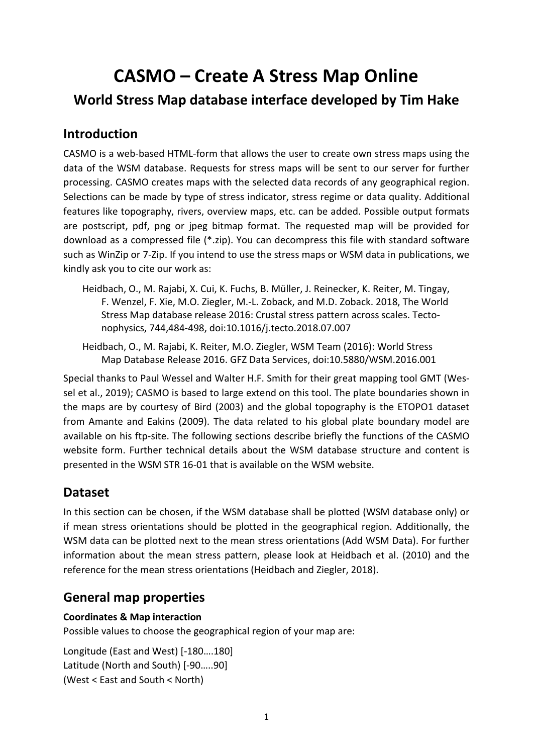# CASMO – Create A Stress Map Online

## World Stress Map database interface developed by Tim Hake

## Introduction

CASMO is a web-based HTML-form that allows the user to create own stress maps using the data of the WSM database. Requests for stress maps will be sent to our server for further processing. CASMO creates maps with the selected data records of any geographical region. Selections can be made by type of stress indicator, stress regime or data quality. Additional features like topography, rivers, overview maps, etc. can be added. Possible output formats are postscript, pdf, png or jpeg bitmap format. The requested map will be provided for download as a compressed file (*.zip). You can decompress this file with standard software such as WinZip or 7-Zip. If you intend to use the stress maps or WSM data in publications, we kindly ask you to cite our work as:

> Heidbach, O., M. Rajabi, X. Cui, K. Fuchs, B. Müller, J. Reinecker, K. Reiter, M. Tingay, F. Wenzel, F. Xie, M.O. Ziegler, M.-L. Zoback, and M.D. Zoback. 2018, The World Stress Map database release 2016: Crustal stress pattern across scales. Tectonophysics, 744,484-498, doi:10.1016/j.tecto.2018.07.007

> Heidbach, O., M. Rajabi, K. Reiter, M.O. Ziegler, WSM Team (2016): World Stress Map Database Release 2016. GFZ Data Services, doi:10.5880/WSM.2016.001

Special thanks to Paul Wessel and Walter H.F. Smith for their great mapping tool GMT (Wessel et al., 2019); CASMO is based to large extend on this tool. The plate boundaries shown in the maps are by courtesy of Bird (2003) and the global topography is the ETOPO1 dataset from Amante and Eakins (2009). The data related to his global plate boundary model are available on his ftp-site. The following sections describe briefly the functions of the CASMO website form. Further technical details about the WSM database structure and content is presented in the WSM STR 16-01 that is available on the WSM website.

## Dataset

In this section can be chosen, if the WSM database shall be plotted (WSM database only) or if mean stress orientations should be plotted in the geographical region. Additionally, the WSM data can be plotted next to the mean stress orientations (Add WSM Data). For further information about the mean stress pattern, please look at Heidbach et al. (2010) and the reference for the mean stress orientations (Heidbach and Ziegler, 2018).

## General map properties

### Coordinates & Map interaction

Possible values to choose the geographical region of your map are:

Longitude (East and West) [-180….180]
Latitude (North and South) [-90…..90]
(West < East and South < North)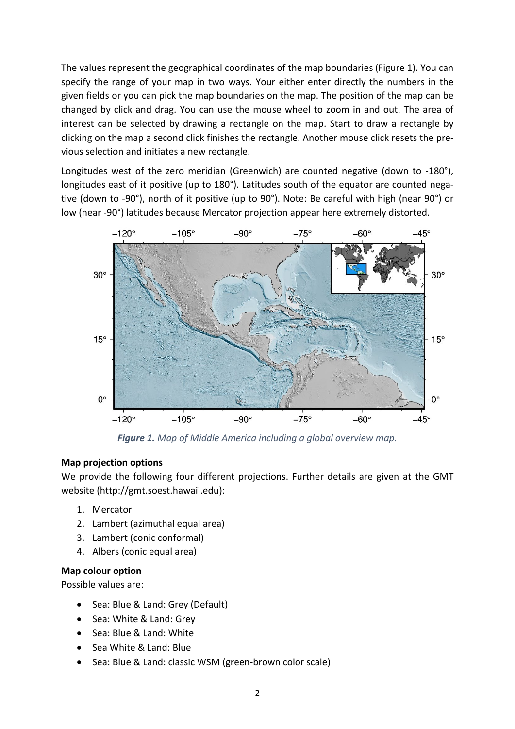The values represent the geographical coordinates of the map boundaries (Figure 1). You can specify the range of your map in two ways. Your either enter directly the numbers in the given fields or you can pick the map boundaries on the map. The position of the map can be changed by click and drag. You can use the mouse wheel to zoom in and out. The area of interest can be selected by drawing a rectangle on the map. Start to draw a rectangle by clicking on the map a second click finishes the rectangle. Another mouse click resets the previous selection and initiates a new rectangle.

Longitudes west of the zero meridian (Greenwich) are counted negative (down to -180°), longitudes east of it positive (up to 180°). Latitudes south of the equator are counted negative (down to -90°), north of it positive (up to 90°). Note: Be careful with high (near 90°) or low (near -90°) latitudes because Mercator projection appear here extremely distorted.

***Figure 1.*** *Map of Middle America including a global overview map.*

**Map projection options**

We provide the following four different projections. Further details are given at the GMT website (http://gmt.soest.hawaii.edu):

1. Mercator
2. Lambert (azimuthal equal area)
3. Lambert (conic conformal)
4. Albers (conic equal area)

**Map colour option**

Possible values are:

- Sea: Blue & Land: Grey (Default)
- Sea: White & Land: Grey
- Sea: Blue & Land: White
- Sea White & Land: Blue
- Sea: Blue & Land: classic WSM (green-brown color scale)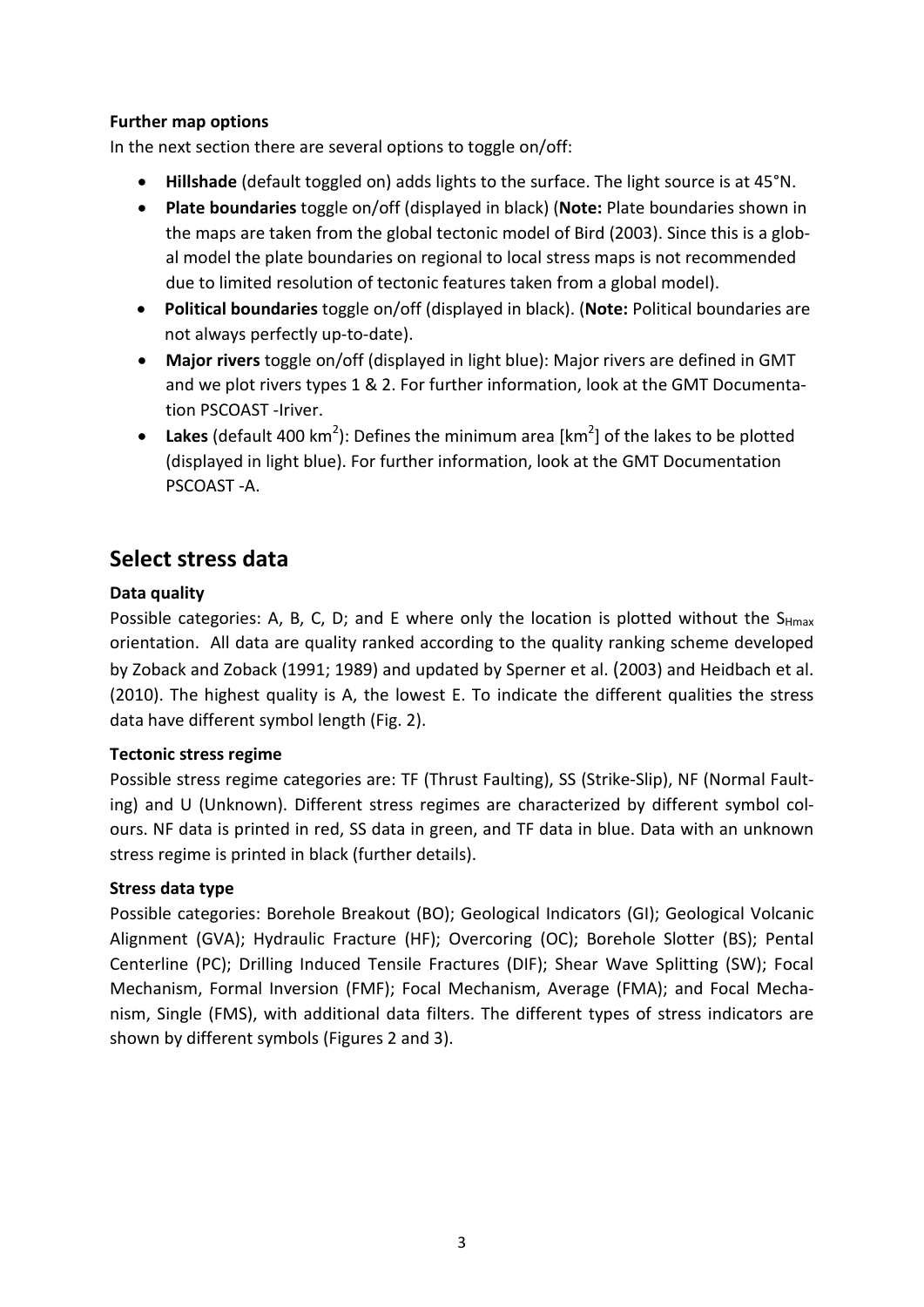**Further map options**

In the next section there are several options to toggle on/off:

- **Hillshade** (default toggled on) adds lights to the surface. The light source is at 45°N.
- **Plate boundaries** toggle on/off (displayed in black) (**Note:** Plate boundaries shown in the maps are taken from the global tectonic model of Bird (2003). Since this is a global model the plate boundaries on regional to local stress maps is not recommended due to limited resolution of tectonic features taken from a global model).
- **Political boundaries** toggle on/off (displayed in black). (**Note:** Political boundaries are not always perfectly up-to-date).
- **Major rivers** toggle on/off (displayed in light blue): Major rivers are defined in GMT and we plot rivers types 1 & 2. For further information, look at the GMT Documentation PSCOAST -Iriver.
- **Lakes** (default 400 $km^2$): Defines the minimum area [$km^2$] of the lakes to be plotted (displayed in light blue). For further information, look at the GMT Documentation PSCOAST -A.

## Select stress data

**Data quality**

Possible categories: A, B, C, D; and E where only the location is plotted without the $S_{Hmax}$ orientation. All data are quality ranked according to the quality ranking scheme developed by Zoback and Zoback (1991; 1989) and updated by Sperner et al. (2003) and Heidbach et al. (2010). The highest quality is A, the lowest E. To indicate the different qualities the stress data have different symbol length (Fig. 2).

**Tectonic stress regime**

Possible stress regime categories are: TF (Thrust Faulting), SS (Strike-Slip), NF (Normal Faulting) and U (Unknown). Different stress regimes are characterized by different symbol colours. NF data is printed in red, SS data in green, and TF data in blue. Data with an unknown stress regime is printed in black (further details).

**Stress data type**

Possible categories: Borehole Breakout (BO); Geological Indicators (GI); Geological Volcanic Alignment (GVA); Hydraulic Fracture (HF); Overcoring (OC); Borehole Slotter (BS); Pental Centerline (PC); Drilling Induced Tensile Fractures (DIF); Shear Wave Splitting (SW); Focal Mechanism, Formal Inversion (FMF); Focal Mechanism, Average (FMA); and Focal Mechanism, Single (FMS), with additional data filters. The different types of stress indicators are shown by different symbols (Figures 2 and 3).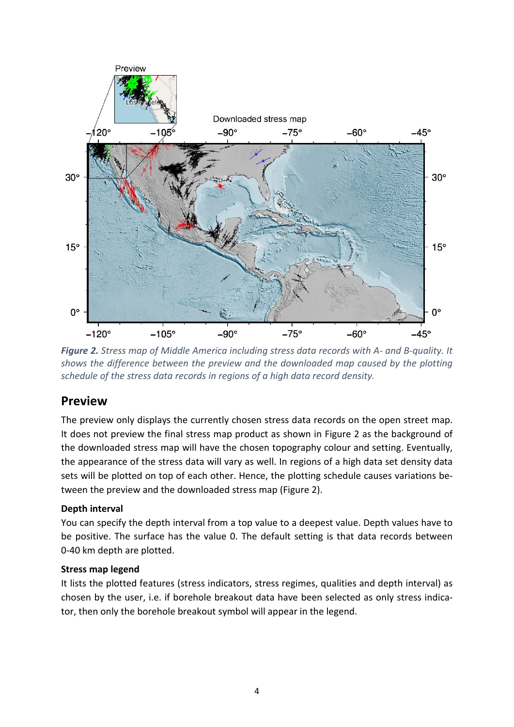*Figure 2. Stress map of Middle America including stress data records with A- and B-quality. It shows the difference between the preview and the downloaded map caused by the plotting schedule of the stress data records in regions of a high data record density.*

## Preview

The preview only displays the currently chosen stress data records on the open street map. It does not preview the final stress map product as shown in Figure 2 as the background of the downloaded stress map will have the chosen topography colour and setting. Eventually, the appearance of the stress data will vary as well. In regions of a high data set density data sets will be plotted on top of each other. Hence, the plotting schedule causes variations between the preview and the downloaded stress map (Figure 2).

### Depth interval

You can specify the depth interval from a top value to a deepest value. Depth values have to be positive. The surface has the value 0. The default setting is that data records between 0-40 km depth are plotted.

### Stress map legend

It lists the plotted features (stress indicators, stress regimes, qualities and depth interval) as chosen by the user, i.e. if borehole breakout data have been selected as only stress indicator, then only the borehole breakout symbol will appear in the legend.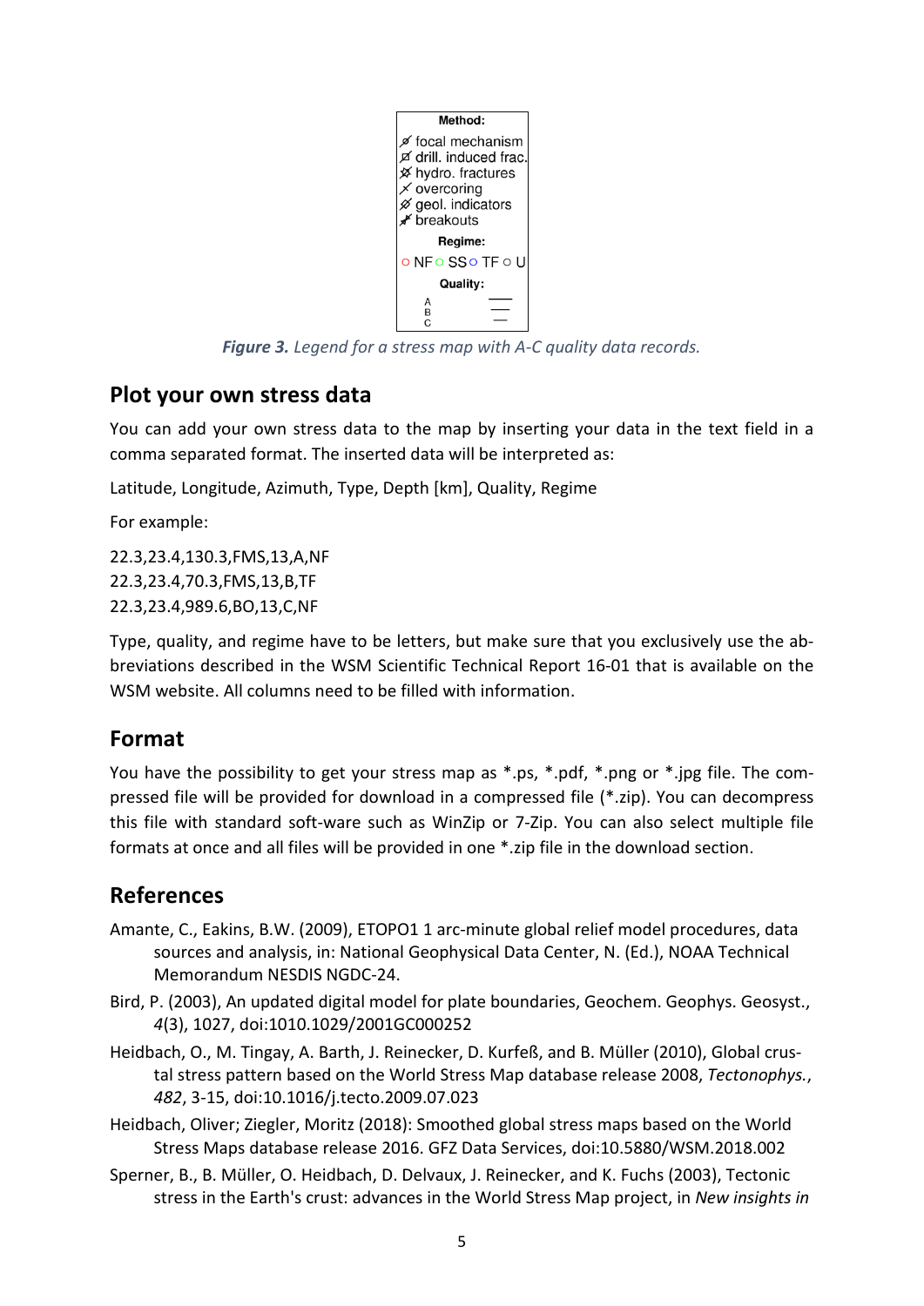**Method:**

- focal mechanism
- drill. induced frac.
- hydro. fractures
- overcoring
- geol. indicators
- breakouts

**Regime:**

NF SS TF U

**Quality:**

A
B
C

***Figure 3.*** *Legend for a stress map with A-C quality data records.*

## Plot your own stress data

You can add your own stress data to the map by inserting your data in the text field in a comma separated format. The inserted data will be interpreted as:

Latitude, Longitude, Azimuth, Type, Depth [km], Quality, Regime

For example:

22.3,23.4,130.3,FMS,13,A,NF
22.3,23.4,70.3,FMS,13,B,TF
22.3,23.4,989.6,BO,13,C,NF

Type, quality, and regime have to be letters, but make sure that you exclusively use the ab-breviations described in the WSM Scientific Technical Report 16-01 that is available on the WSM website. All columns need to be filled with information.

## Format

You have the possibility to get your stress map as *.ps, *.pdf, *.png or *.jpg file. The com-pressed file will be provided for download in a compressed file (*.zip). You can decompress this file with standard soft-ware such as WinZip or 7-Zip. You can also select multiple file formats at once and all files will be provided in one *.zip file in the download section.

## References

Amante, C., Eakins, B.W. (2009), ETOPO1 1 arc-minute global relief model procedures, data sources and analysis, in: National Geophysical Data Center, N. (Ed.), NOAA Technical Memorandum NESDIS NGDC-24.

Bird, P. (2003), An updated digital model for plate boundaries, Geochem. Geophys. Geosyst., *4*(3), 1027, doi:1010.1029/2001GC000252

Heidbach, O., M. Tingay, A. Barth, J. Reinecker, D. Kurfeß, and B. Müller (2010), Global crus-tal stress pattern based on the World Stress Map database release 2008, *Tectonophys.*, *482*, 3-15, doi:10.1016/j.tecto.2009.07.023

Heidbach, Oliver; Ziegler, Moritz (2018): Smoothed global stress maps based on the World Stress Maps database release 2016. GFZ Data Services, doi:10.5880/WSM.2018.002

Sperner, B., B. Müller, O. Heidbach, D. Delvaux, J. Reinecker, and K. Fuchs (2003), Tectonic stress in the Earth's crust: advances in the World Stress Map project, in *New insights in*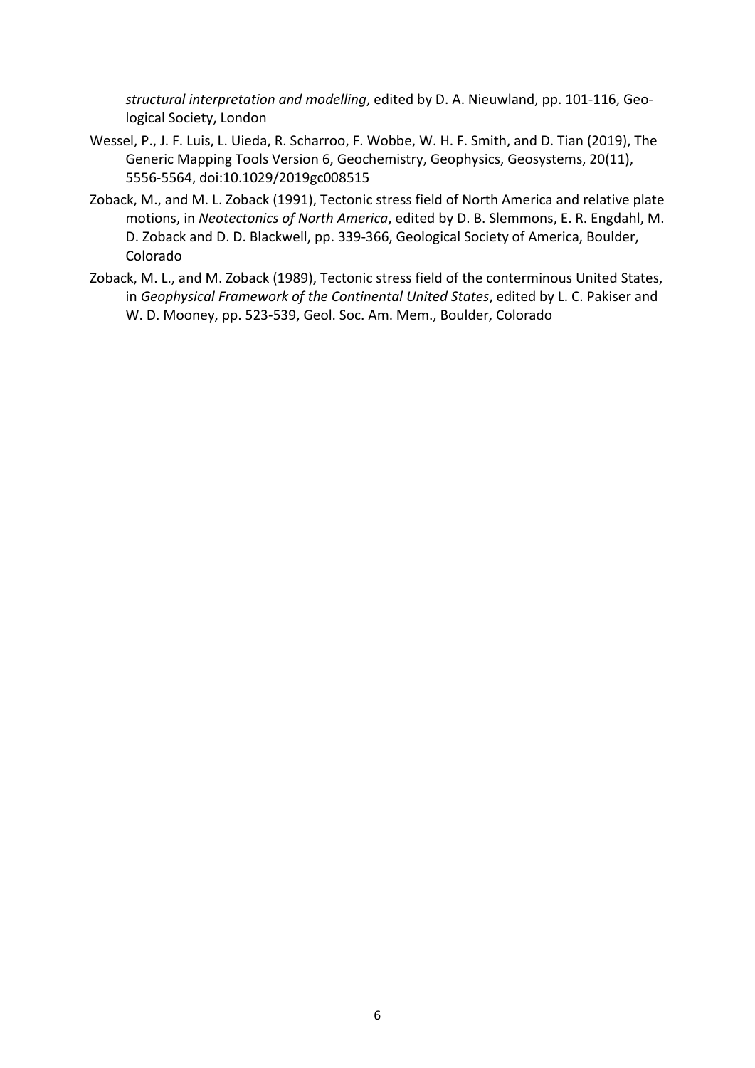*structural interpretation and modelling*, edited by D. A. Nieuwland, pp. 101-116, Geological Society, London

Wessel, P., J. F. Luis, L. Uieda, R. Scharroo, F. Wobbe, W. H. F. Smith, and D. Tian (2019), The Generic Mapping Tools Version 6, Geochemistry, Geophysics, Geosystems, 20(11), 5556-5564, doi:10.1029/2019gc008515

Zoback, M., and M. L. Zoback (1991), Tectonic stress field of North America and relative plate motions, in *Neotectonics of North America*, edited by D. B. Slemmons, E. R. Engdahl, M. D. Zoback and D. D. Blackwell, pp. 339-366, Geological Society of America, Boulder, Colorado

Zoback, M. L., and M. Zoback (1989), Tectonic stress field of the conterminous United States, in *Geophysical Framework of the Continental United States*, edited by L. C. Pakiser and W. D. Mooney, pp. 523-539, Geol. Soc. Am. Mem., Boulder, Colorado